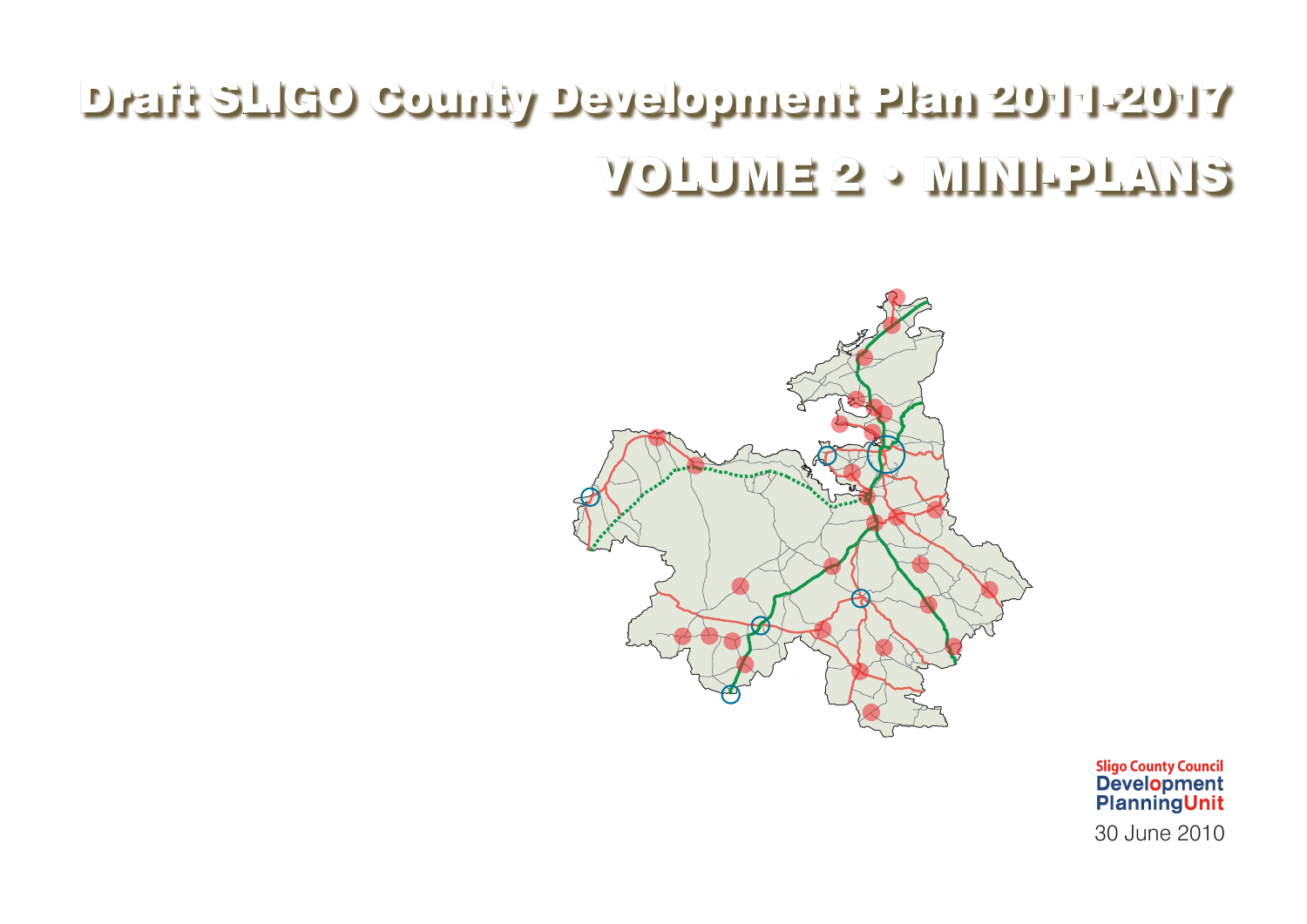# Draft SLIGO County Development Plan 2011-2017

## VOLUME 2 • MINI-PLANS

Sligo County Council
Development
PlanningUnit

30 June 2010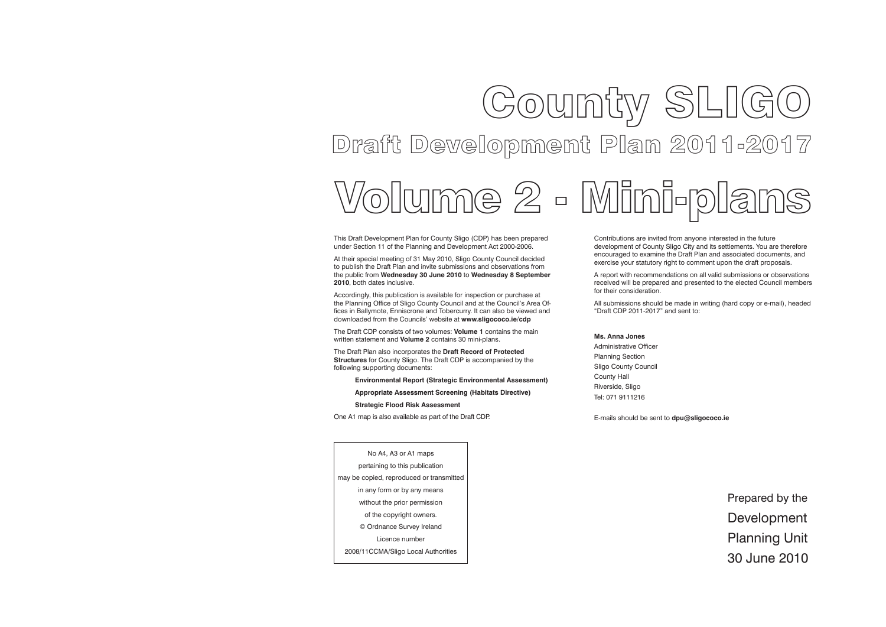# County SLIGO

## Draft Development Plan 2011-2017

# Volume 2 - Mini-plans

This Draft Development Plan for County Sligo (CDP) has been prepared under Section 11 of the Planning and Development Act 2000-2006.

At their special meeting of 31 May 2010, Sligo County Council decided to publish the Draft Plan and invite submissions and observations from the public from **Wednesday 30 June 2010** to **Wednesday 8 September 2010**, both dates inclusive.

Accordingly, this publication is available for inspection or purchase at the Planning Office of Sligo County Council and at the Council's Area Offices in Ballymote, Enniscrone and Tobercurry. It can also be viewed and downloaded from the Councils' website at **www.sligococo.ie/cdp**

The Draft CDP consists of two volumes: **Volume 1** contains the main written statement and **Volume 2** contains 30 mini-plans.

The Draft Plan also incorporates the **Draft Record of Protected Structures** for County Sligo. The Draft CDP is accompanied by the following supporting documents:

**Environmental Report (Strategic Environmental Assessment)**

**Appropriate Assessment Screening (Habitats Directive)**

**Strategic Flood Risk Assessment**

One A1 map is also available as part of the Draft CDP.

No A4, A3 or A1 maps
pertaining to this publication
may be copied, reproduced or transmitted
in any form or by any means
without the prior permission
of the copyright owners.
© Ordnance Survey Ireland
Licence number
2008/11CCMA/Sligo Local Authorities

Contributions are invited from anyone interested in the future development of County Sligo City and its settlements. You are therefore encouraged to examine the Draft Plan and associated documents, and exercise your statutory right to comment upon the draft proposals.

A report with recommendations on all valid submissions or observations received will be prepared and presented to the elected Council members for their consideration.

All submissions should be made in writing (hard copy or e-mail), headed "Draft CDP 2011-2017" and sent to:

**Ms. Anna Jones**
Administrative Officer
Planning Section
Sligo County Council
County Hall
Riverside, Sligo
Tel: 071 9111216

E-mails should be sent to **dpu@sligococo.ie**

Prepared by the
Development
Planning Unit
30 June 2010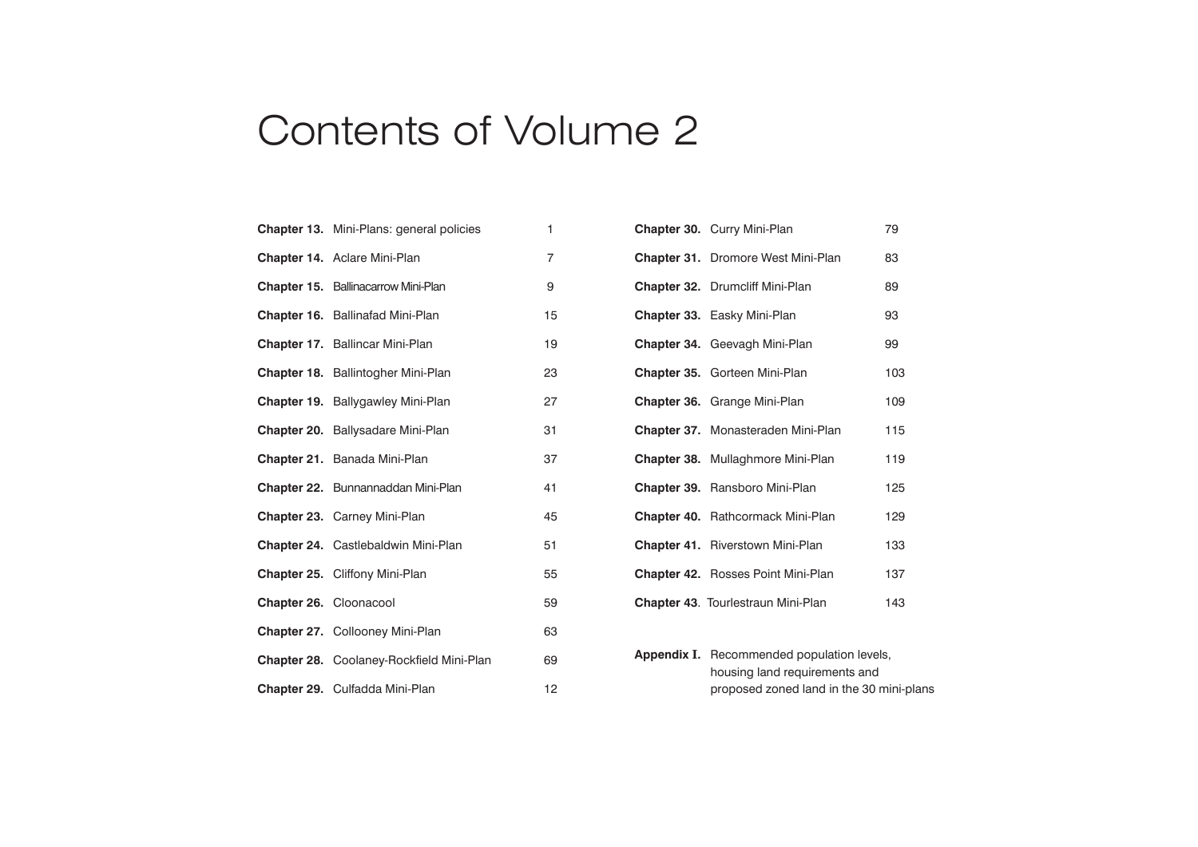# Contents of Volume 2

| | | |
|---|---|---|
| **Chapter 13.** | Mini-Plans: general policies | 1 |
| **Chapter 14.** | Aclare Mini-Plan | 7 |
| **Chapter 15.** | Ballinacarrow Mini-Plan | 9 |
| **Chapter 16.** | Ballinafad Mini-Plan | 15 |
| **Chapter 17.** | Ballincar Mini-Plan | 19 |
| **Chapter 18.** | Ballintogher Mini-Plan | 23 |
| **Chapter 19.** | Ballygawley Mini-Plan | 27 |
| **Chapter 20.** | Ballysadare Mini-Plan | 31 |
| **Chapter 21.** | Banada Mini-Plan | 37 |
| **Chapter 22.** | Bunnannaddan Mini-Plan | 41 |
| **Chapter 23.** | Carney Mini-Plan | 45 |
| **Chapter 24.** | Castlebaldwin Mini-Plan | 51 |
| **Chapter 25.** | Cliffony Mini-Plan | 55 |
| **Chapter 26.** | Cloonacool | 59 |
| **Chapter 27.** | Collooney Mini-Plan | 63 |
| **Chapter 28.** | Coolaney-Rockfield Mini-Plan | 69 |
| **Chapter 29.** | Culfadda Mini-Plan | 12 |
| **Chapter 30.** | Curry Mini-Plan | 79 |
| **Chapter 31.** | Dromore West Mini-Plan | 83 |
| **Chapter 32.** | Drumcliff Mini-Plan | 89 |
| **Chapter 33.** | Easky Mini-Plan | 93 |
| **Chapter 34.** | Geevagh Mini-Plan | 99 |
| **Chapter 35.** | Gorteen Mini-Plan | 103 |
| **Chapter 36.** | Grange Mini-Plan | 109 |
| **Chapter 37.** | Monasteraden Mini-Plan | 115 |
| **Chapter 38.** | Mullaghmore Mini-Plan | 119 |
| **Chapter 39.** | Ransboro Mini-Plan | 125 |
| **Chapter 40.** | Rathcormack Mini-Plan | 129 |
| **Chapter 41.** | Riverstown Mini-Plan | 133 |
| **Chapter 42.** | Rosses Point Mini-Plan | 137 |
| **Chapter 43**. | Tourlestraun Mini-Plan | 143 |
| **Appendix I.** | Recommended population levels, housing land requirements and proposed zoned land in the 30 mini-plans | |